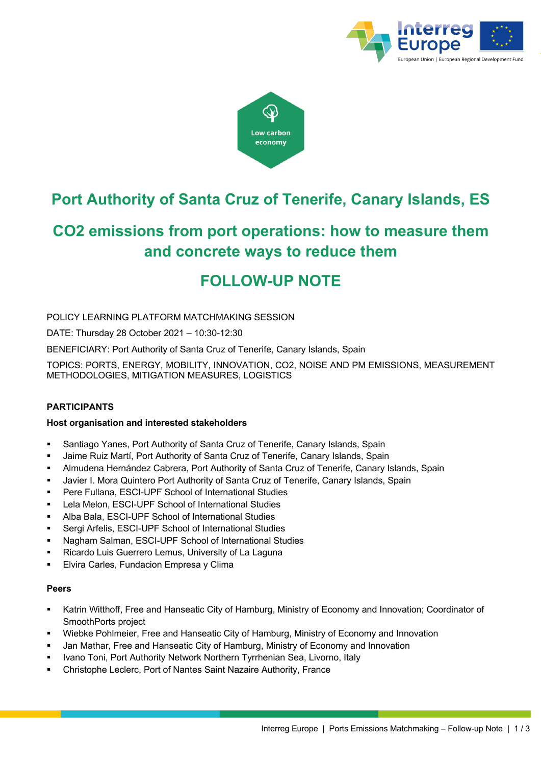Low carbon economy

# Port Authority of Santa Cruz of Tenerife, Canary Islands, ES

## $CO_2$ emissions from port operations: how to measure them and concrete ways to reduce them

## FOLLOW-UP NOTE

POLICY LEARNING PLATFORM MATCHMAKING SESSION

DATE: Thursday 28 October 2021 – 10:30-12:30

BENEFICIARY: Port Authority of Santa Cruz of Tenerife, Canary Islands, Spain

TOPICS: PORTS, ENERGY, MOBILITY, INNOVATION, $CO_2$, NOISE AND PM EMISSIONS, MEASUREMENT METHODOLOGIES, MITIGATION MEASURES, LOGISTICS

**PARTICIPANTS**

**Host organisation and interested stakeholders**

- Santiago Yanes, Port Authority of Santa Cruz of Tenerife, Canary Islands, Spain
- Jaime Ruiz Martí, Port Authority of Santa Cruz of Tenerife, Canary Islands, Spain
- Almudena Hernández Cabrera, Port Authority of Santa Cruz of Tenerife, Canary Islands, Spain
- Javier I. Mora Quintero Port Authority of Santa Cruz of Tenerife, Canary Islands, Spain
- Pere Fullana, ESCI-UPF School of International Studies
- Lela Melon, ESCI-UPF School of International Studies
- Alba Bala, ESCI-UPF School of International Studies
- Sergi Arfelis, ESCI-UPF School of International Studies
- Nagham Salman, ESCI-UPF School of International Studies
- Ricardo Luis Guerrero Lemus, University of La Laguna
- Elvira Carles, Fundacion Empresa y Clima

**Peers**

- Katrin Witthoff, Free and Hanseatic City of Hamburg, Ministry of Economy and Innovation; Coordinator of SmoothPorts project
- Wiebke Pohlmeier, Free and Hanseatic City of Hamburg, Ministry of Economy and Innovation
- Jan Mathar, Free and Hanseatic City of Hamburg, Ministry of Economy and Innovation
- Ivano Toni, Port Authority Network Northern Tyrrhenian Sea, Livorno, Italy
- Christophe Leclerc, Port of Nantes Saint Nazaire Authority, France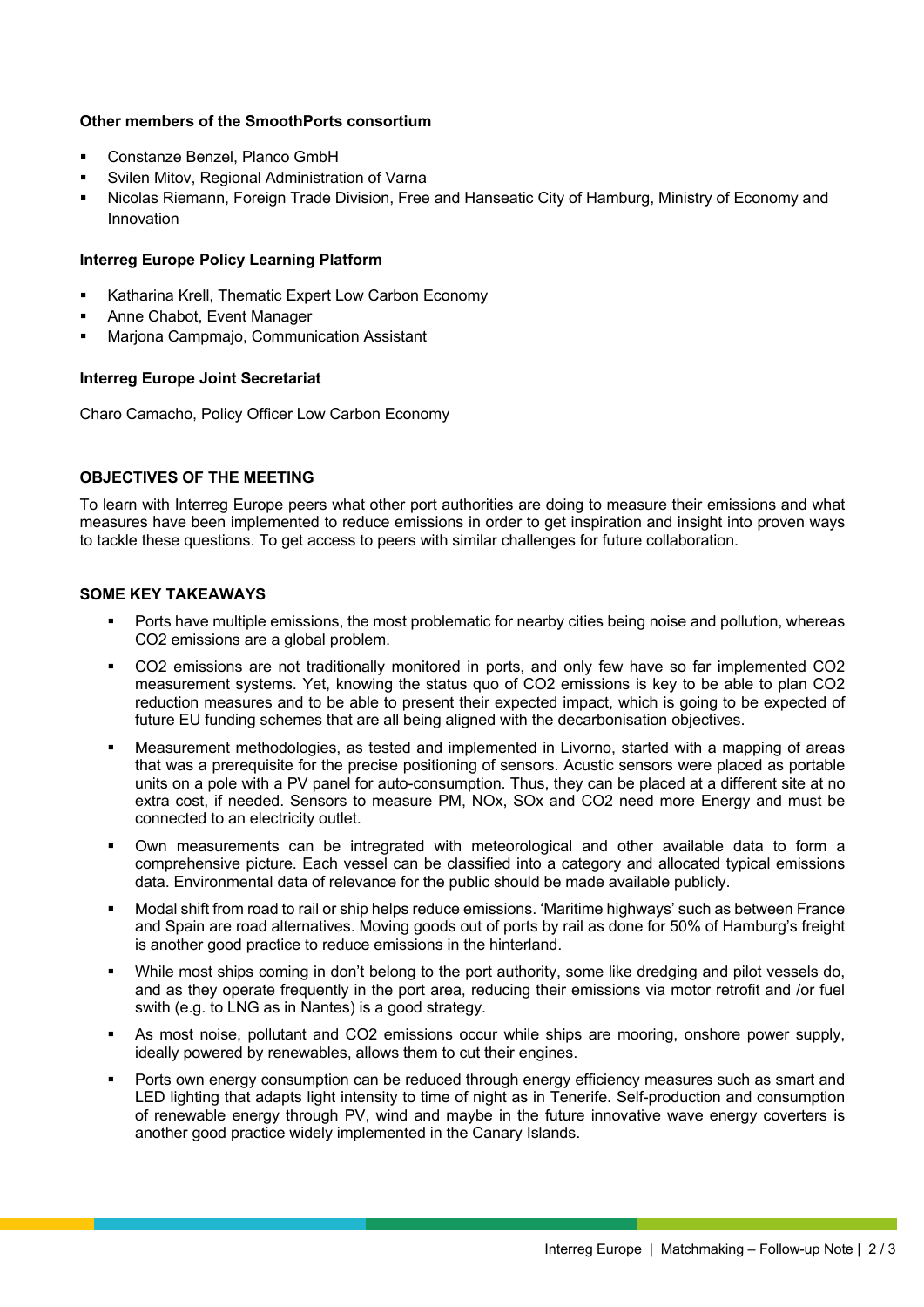**Other members of the SmoothPorts consortium**

- Constanze Benzel, Planco GmbH
- Svilen Mitov, Regional Administration of Varna
- Nicolas Riemann, Foreign Trade Division, Free and Hanseatic City of Hamburg, Ministry of Economy and Innovation

**Interreg Europe Policy Learning Platform**

- Katharina Krell, Thematic Expert Low Carbon Economy
- Anne Chabot, Event Manager
- Marjona Campmajo, Communication Assistant

**Interreg Europe Joint Secretariat**

Charo Camacho, Policy Officer Low Carbon Economy

**OBJECTIVES OF THE MEETING**

To learn with Interreg Europe peers what other port authorities are doing to measure their emissions and what measures have been implemented to reduce emissions in order to get inspiration and insight into proven ways to tackle these questions. To get access to peers with similar challenges for future collaboration.

**SOME KEY TAKEAWAYS**

- Ports have multiple emissions, the most problematic for nearby cities being noise and pollution, whereas $CO_2$ emissions are a global problem.
- $CO_2$ emissions are not traditionally monitored in ports, and only few have so far implemented $CO_2$ measurement systems. Yet, knowing the status quo of $CO_2$ emissions is key to be able to plan $CO_2$ reduction measures and to be able to present their expected impact, which is going to be expected of future EU funding schemes that are all being aligned with the decarbonisation objectives.
- Measurement methodologies, as tested and implemented in Livorno, started with a mapping of areas that was a prerequisite for the precise positioning of sensors. Acustic sensors were placed as portable units on a pole with a PV panel for auto-consumption. Thus, they can be placed at a different site at no extra cost, if needed. Sensors to measure PM, $NO_x$, $SO_x$ and $CO_2$ need more Energy and must be connected to an electricity outlet.
- Own measurements can be intregrated with meteorological and other available data to form a comprehensive picture. Each vessel can be classified into a category and allocated typical emissions data. Environmental data of relevance for the public should be made available publicly.
- Modal shift from road to rail or ship helps reduce emissions. 'Maritime highways' such as between France and Spain are road alternatives. Moving goods out of ports by rail as done for 50% of Hamburg's freight is another good practice to reduce emissions in the hinterland.
- While most ships coming in don't belong to the port authority, some like dredging and pilot vessels do, and as they operate frequently in the port area, reducing their emissions via motor retrofit and /or fuel swith (e.g. to LNG as in Nantes) is a good strategy.
- As most noise, pollutant and $CO_2$ emissions occur while ships are mooring, onshore power supply, ideally powered by renewables, allows them to cut their engines.
- Ports own energy consumption can be reduced through energy efficiency measures such as smart and LED lighting that adapts light intensity to time of night as in Tenerife. Self-production and consumption of renewable energy through PV, wind and maybe in the future innovative wave energy coverters is another good practice widely implemented in the Canary Islands.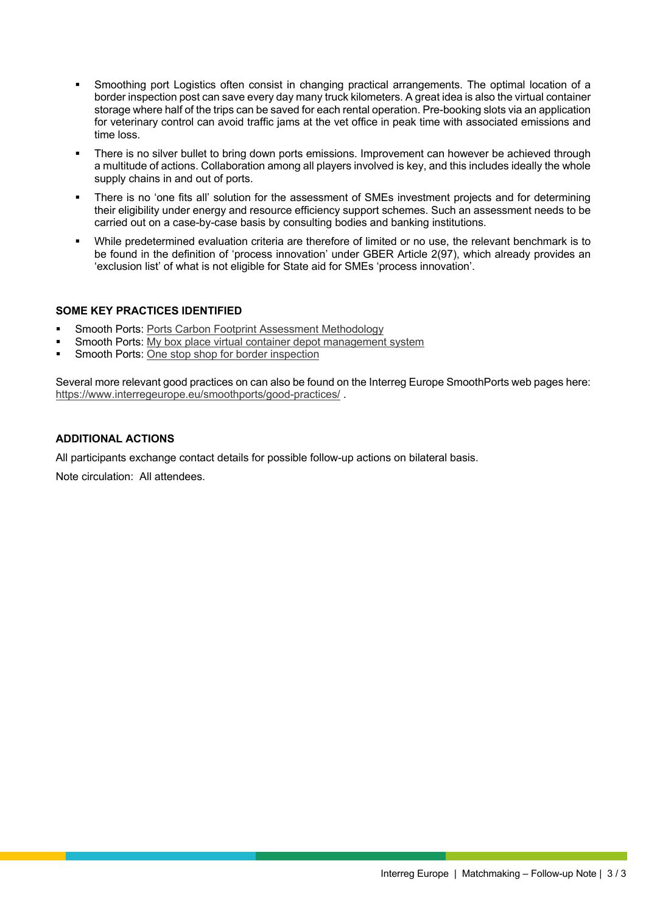- Smoothing port Logistics often consist in changing practical arrangements. The optimal location of a border inspection post can save every day many truck kilometers. A great idea is also the virtual container storage where half of the trips can be saved for each rental operation. Pre-booking slots via an application for veterinary control can avoid traffic jams at the vet office in peak time with associated emissions and time loss.
- There is no silver bullet to bring down ports emissions. Improvement can however be achieved through a multitude of actions. Collaboration among all players involved is key, and this includes ideally the whole supply chains in and out of ports.
- There is no 'one fits all' solution for the assessment of SMEs investment projects and for determining their eligibility under energy and resource efficiency support schemes. Such an assessment needs to be carried out on a case-by-case basis by consulting bodies and banking institutions.
- While predetermined evaluation criteria are therefore of limited or no use, the relevant benchmark is to be found in the definition of 'process innovation' under GBER Article 2(97), which already provides an 'exclusion list' of what is not eligible for State aid for SMEs 'process innovation'.

**SOME KEY PRACTICES IDENTIFIED**

- Smooth Ports: Ports Carbon Footprint Assessment Methodology
- Smooth Ports: My box place virtual container depot management system
- Smooth Ports: One stop shop for border inspection

Several more relevant good practices on can also be found on the Interreg Europe SmoothPorts web pages here: https://www.interregeurope.eu/smoothports/good-practices/ .

**ADDITIONAL ACTIONS**

All participants exchange contact details for possible follow-up actions on bilateral basis.

Note circulation: All attendees.